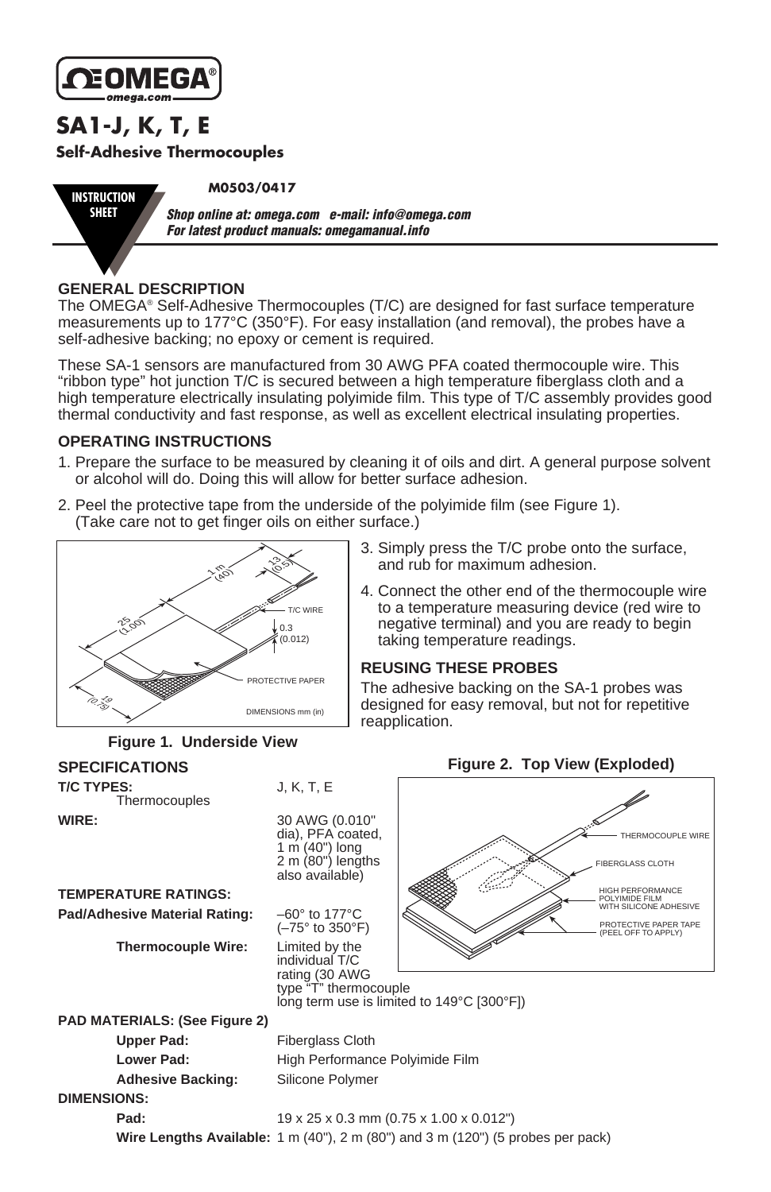# SA1-J, K, T, E

## Self-Adhesive Thermocouples

INSTRUCTION SHEET

**M0503/0417**

***Shop online at: omega.com e-mail: info@omega.com***
***For latest product manuals: omegamanual.info***

### GENERAL DESCRIPTION

The OMEGA® Self-Adhesive Thermocouples (T/C) are designed for fast surface temperature measurements up to 177°C (350°F). For easy installation (and removal), the probes have a self-adhesive backing; no epoxy or cement is required.

These SA-1 sensors are manufactured from 30 AWG PFA coated thermocouple wire. This "ribbon type" hot junction T/C is secured between a high temperature fiberglass cloth and a high temperature electrically insulating polyimide film. This type of T/C assembly provides good thermal conductivity and fast response, as well as excellent electrical insulating properties.

### OPERATING INSTRUCTIONS

1. Prepare the surface to be measured by cleaning it of oils and dirt. A general purpose solvent or alcohol will do. Doing this will allow for better surface adhesion.
2. Peel the protective tape from the underside of the polyimide film (see Figure 1). (Take care not to get finger oils on either surface.)
3. Simply press the T/C probe onto the surface, and rub for maximum adhesion.
4. Connect the other end of the thermocouple wire to a temperature measuring device (red wire to negative terminal) and you are ready to begin taking temperature readings.

**Figure 1. Underside View**

### REUSING THESE PROBES

The adhesive backing on the SA-1 probes was designed for easy removal, but not for repetitive reapplication.

**Figure 2. Top View (Exploded)**

### SPECIFICATIONS

**T/C TYPES:** J, K, T, E Thermocouples

**WIRE:** 30 AWG (0.010" dia), PFA coated, 1 m (40") long 2 m (80") lengths also available)

**TEMPERATURE RATINGS:**

**Pad/Adhesive Material Rating:** –60° to 177°C (–75° to 350°F)

**Thermocouple Wire:** Limited by the individual T/C rating (30 AWG type "T" thermocouple long term use is limited to 149°C [300°F])

**PAD MATERIALS: (See Figure 2)**

**Upper Pad:** Fiberglass Cloth

**Lower Pad:** High Performance Polyimide Film

**Adhesive Backing:** Silicone Polymer

**DIMENSIONS:**

**Pad:** 19 x 25 x 0.3 mm (0.75 x 1.00 x 0.012")

**Wire Lengths Available:** 1 m (40"), 2 m (80") and 3 m (120") (5 probes per pack)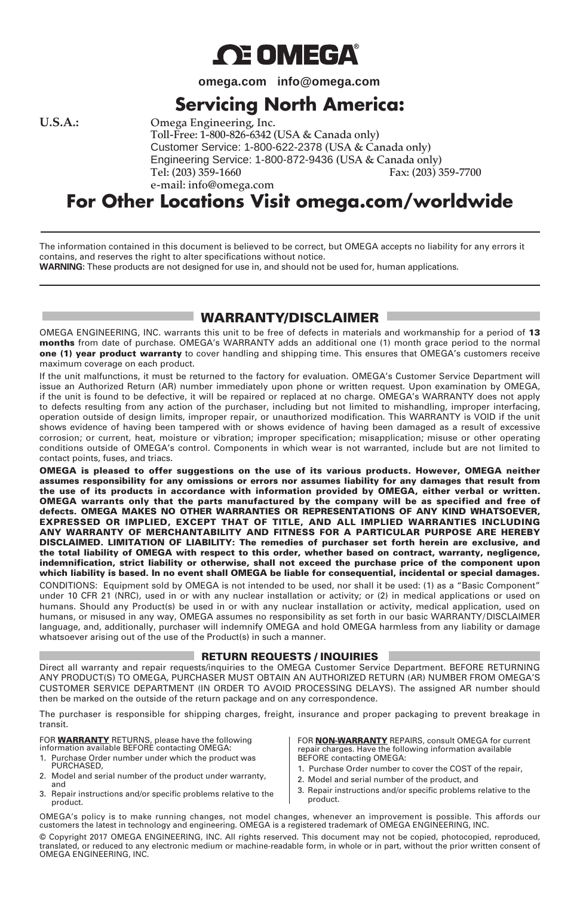# OMEGA®

omega.com   info@omega.com

## Servicing North America:

**U.S.A.:** Omega Engineering, Inc.
Toll-Free: 1-800-826-6342 (USA & Canada only)
Customer Service: 1-800-622-2378 (USA & Canada only)
Engineering Service: 1-800-872-9436 (USA & Canada only)
Tel: (203) 359-1660   Fax: (203) 359-7700
e-mail: info@omega.com

## For Other Locations Visit omega.com/worldwide

---

The information contained in this document is believed to be correct, but OMEGA accepts no liability for any errors it contains, and reserves the right to alter specifications without notice.
**WARNING**: These products are not designed for use in, and should not be used for, human applications.

---

## WARRANTY/DISCLAIMER

OMEGA ENGINEERING, INC. warrants this unit to be free of defects in materials and workmanship for a period of **13 months** from date of purchase. OMEGA's WARRANTY adds an additional one (1) month grace period to the normal **one (1) year product warranty** to cover handling and shipping time. This ensures that OMEGA's customers receive maximum coverage on each product.

If the unit malfunctions, it must be returned to the factory for evaluation. OMEGA's Customer Service Department will issue an Authorized Return (AR) number immediately upon phone or written request. Upon examination by OMEGA, if the unit is found to be defective, it will be repaired or replaced at no charge. OMEGA's WARRANTY does not apply to defects resulting from any action of the purchaser, including but not limited to mishandling, improper interfacing, operation outside of design limits, improper repair, or unauthorized modification. This WARRANTY is VOID if the unit shows evidence of having been tampered with or shows evidence of having been damaged as a result of excessive corrosion; or current, heat, moisture or vibration; improper specification; misapplication; misuse or other operating conditions outside of OMEGA's control. Components in which wear is not warranted, include but are not limited to contact points, fuses, and triacs.

**OMEGA is pleased to offer suggestions on the use of its various products. However, OMEGA neither assumes responsibility for any omissions or errors nor assumes liability for any damages that result from the use of its products in accordance with information provided by OMEGA, either verbal or written. OMEGA warrants only that the parts manufactured by the company will be as specified and free of defects. OMEGA MAKES NO OTHER WARRANTIES OR REPRESENTATIONS OF ANY KIND WHATSOEVER, EXPRESSED OR IMPLIED, EXCEPT THAT OF TITLE, AND ALL IMPLIED WARRANTIES INCLUDING ANY WARRANTY OF MERCHANTABILITY AND FITNESS FOR A PARTICULAR PURPOSE ARE HEREBY DISCLAIMED. LIMITATION OF LIABILITY: The remedies of purchaser set forth herein are exclusive, and the total liability of OMEGA with respect to this order, whether based on contract, warranty, negligence, indemnification, strict liability or otherwise, shall not exceed the purchase price of the component upon which liability is based. In no event shall OMEGA be liable for consequential, incidental or special damages.**

CONDITIONS: Equipment sold by OMEGA is not intended to be used, nor shall it be used: (1) as a "Basic Component" under 10 CFR 21 (NRC), used in or with any nuclear installation or activity; or (2) in medical applications or used on humans. Should any Product(s) be used in or with any nuclear installation or activity, medical application, used on humans, or misused in any way, OMEGA assumes no responsibility as set forth in our basic WARRANTY/DISCLAIMER language, and, additionally, purchaser will indemnify OMEGA and hold OMEGA harmless from any liability or damage whatsoever arising out of the use of the Product(s) in such a manner.

### RETURN REQUESTS / INQUIRIES

Direct all warranty and repair requests/inquiries to the OMEGA Customer Service Department. BEFORE RETURNING ANY PRODUCT(S) TO OMEGA, PURCHASER MUST OBTAIN AN AUTHORIZED RETURN (AR) NUMBER FROM OMEGA'S CUSTOMER SERVICE DEPARTMENT (IN ORDER TO AVOID PROCESSING DELAYS). The assigned AR number should then be marked on the outside of the return package and on any correspondence.

The purchaser is responsible for shipping charges, freight, insurance and proper packaging to prevent breakage in transit.

FOR **WARRANTY** RETURNS, please have the following information available BEFORE contacting OMEGA:

1. Purchase Order number under which the product was PURCHASED,
2. Model and serial number of the product under warranty, and
3. Repair instructions and/or specific problems relative to the product.

FOR **NON-WARRANTY** REPAIRS, consult OMEGA for current repair charges. Have the following information available BEFORE contacting OMEGA:

1. Purchase Order number to cover the COST of the repair,
2. Model and serial number of the product, and
3. Repair instructions and/or specific problems relative to the product.

OMEGA's policy is to make running changes, not model changes, whenever an improvement is possible. This affords our customers the latest in technology and engineering. OMEGA is a registered trademark of OMEGA ENGINEERING, INC.

© Copyright 2017 OMEGA ENGINEERING, INC. All rights reserved. This document may not be copied, photocopied, reproduced, translated, or reduced to any electronic medium or machine-readable form, in whole or in part, without the prior written consent of OMEGA ENGINEERING, INC.